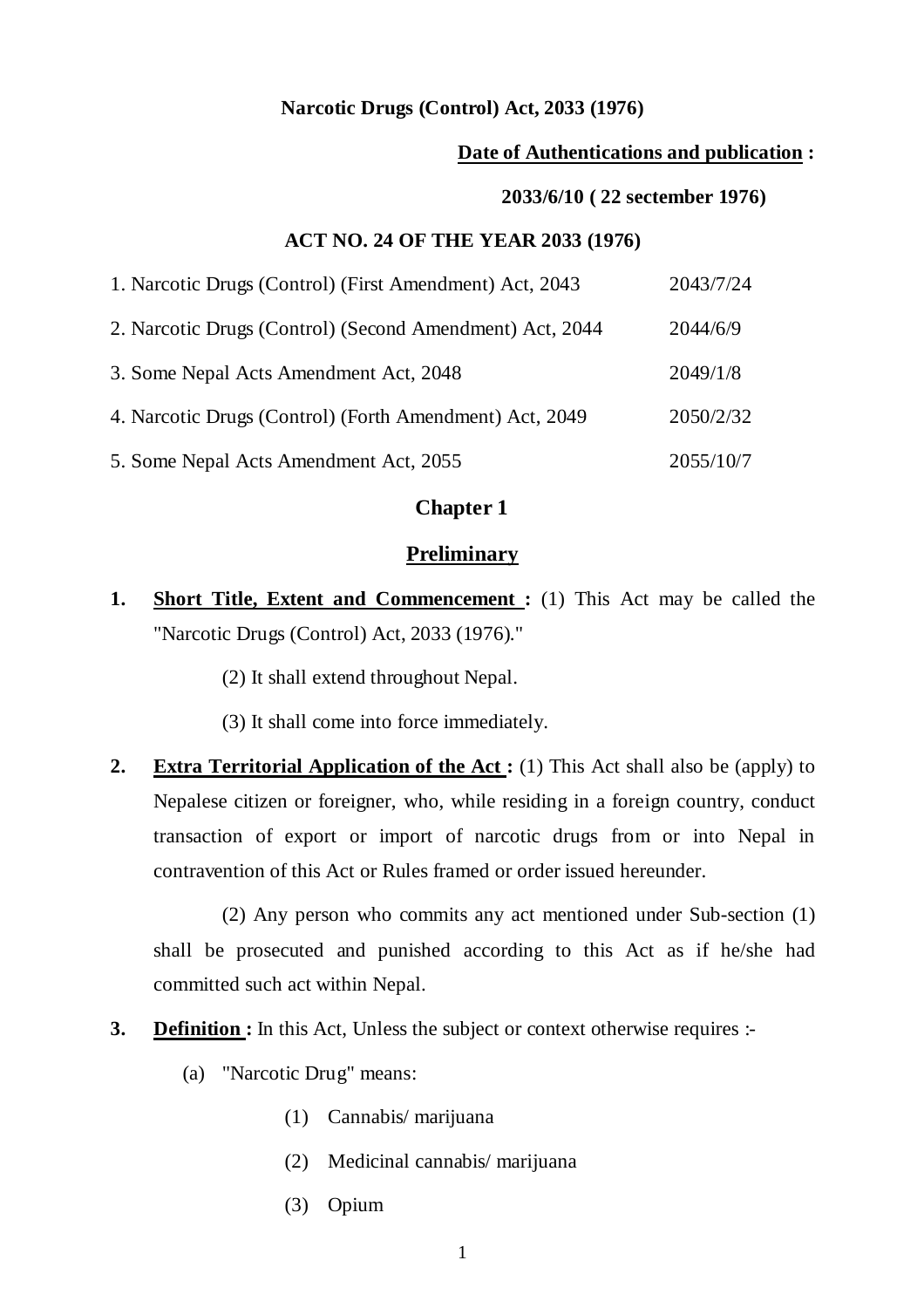**Narcotic Drugs (Control) Act, 2033 (1976)**

**Date of Authentications and publication :**

**2033/6/10 ( 22 sectember 1976)**

**ACT NO. 24 OF THE YEAR 2033 (1976)**

| | |
|---|---|
| 1. Narcotic Drugs (Control) (First Amendment) Act, 2043 | 2043/7/24 |
| 2. Narcotic Drugs (Control) (Second Amendment) Act, 2044 | 2044/6/9 |
| 3. Some Nepal Acts Amendment Act, 2048 | 2049/1/8 |
| 4. Narcotic Drugs (Control) (Forth Amendment) Act, 2049 | 2050/2/32 |
| 5. Some Nepal Acts Amendment Act, 2055 | 2055/10/7 |

## Chapter 1

## Preliminary

**1. Short Title, Extent and Commencement :** (1) This Act may be called the "Narcotic Drugs (Control) Act, 2033 (1976)."

(2) It shall extend throughout Nepal.

(3) It shall come into force immediately.

**2. Extra Territorial Application of the Act :** (1) This Act shall also be (apply) to Nepalese citizen or foreigner, who, while residing in a foreign country, conduct transaction of export or import of narcotic drugs from or into Nepal in contravention of this Act or Rules framed or order issued hereunder.

(2) Any person who commits any act mentioned under Sub-section (1) shall be prosecuted and punished according to this Act as if he/she had committed such act within Nepal.

**3. Definition :** In this Act, Unless the subject or context otherwise requires :-

(a) "Narcotic Drug" means:

(1) Cannabis/ marijuana

(2) Medicinal cannabis/ marijuana

(3) Opium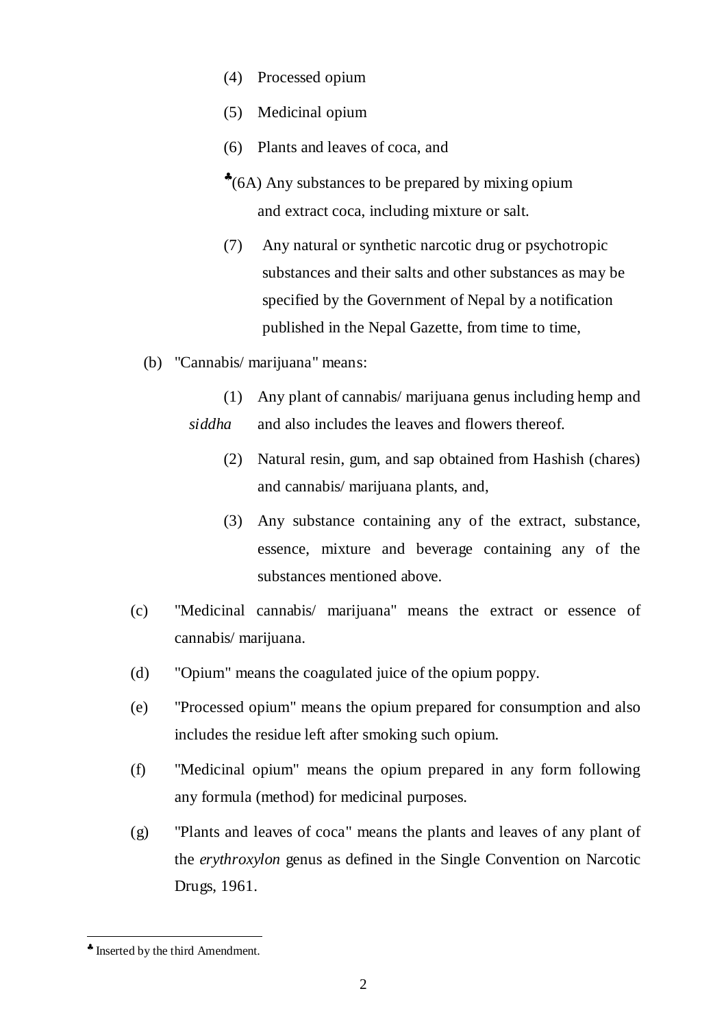(4) Processed opium

(5) Medicinal opium

(6) Plants and leaves of coca, and

♣(6A) Any substances to be prepared by mixing opium and extract coca, including mixture or salt.

(7) Any natural or synthetic narcotic drug or psychotropic substances and their salts and other substances as may be specified by the Government of Nepal by a notification published in the Nepal Gazette, from time to time,

(b) "Cannabis/ marijuana" means:

(1) Any plant of cannabis/ marijuana genus including hemp and *siddha* and also includes the leaves and flowers thereof.

(2) Natural resin, gum, and sap obtained from Hashish (chares) and cannabis/ marijuana plants, and,

(3) Any substance containing any of the extract, substance, essence, mixture and beverage containing any of the substances mentioned above.

(c) "Medicinal cannabis/ marijuana" means the extract or essence of cannabis/ marijuana.

(d) "Opium" means the coagulated juice of the opium poppy.

(e) "Processed opium" means the opium prepared for consumption and also includes the residue left after smoking such opium.

(f) "Medicinal opium" means the opium prepared in any form following any formula (method) for medicinal purposes.

(g) "Plants and leaves of coca" means the plants and leaves of any plant of the *erythroxylon* genus as defined in the Single Convention on Narcotic Drugs, 1961.

---

♣ Inserted by the third Amendment.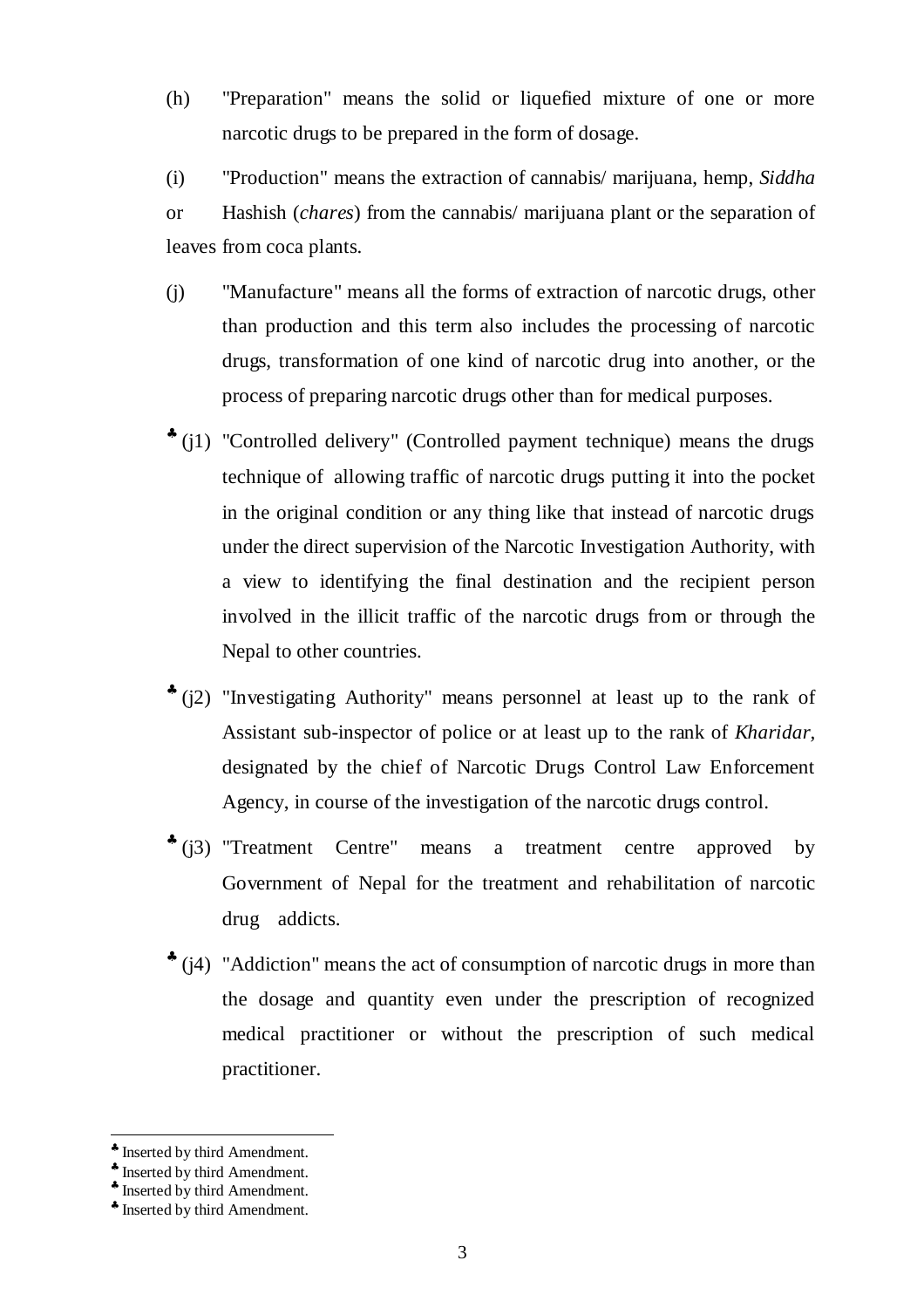(h) "Preparation" means the solid or liquefied mixture of one or more narcotic drugs to be prepared in the form of dosage.

(i) "Production" means the extraction of cannabis/ marijuana, hemp, *Siddha* or Hashish (*chares*) from the cannabis/ marijuana plant or the separation of leaves from coca plants.

(j) "Manufacture" means all the forms of extraction of narcotic drugs, other than production and this term also includes the processing of narcotic drugs, transformation of one kind of narcotic drug into another, or the process of preparing narcotic drugs other than for medical purposes.

♣ (j1) "Controlled delivery" (Controlled payment technique) means the drugs technique of allowing traffic of narcotic drugs putting it into the pocket in the original condition or any thing like that instead of narcotic drugs under the direct supervision of the Narcotic Investigation Authority, with a view to identifying the final destination and the recipient person involved in the illicit traffic of the narcotic drugs from or through the Nepal to other countries.

♣ (j2) "Investigating Authority" means personnel at least up to the rank of Assistant sub-inspector of police or at least up to the rank of *Kharidar*, designated by the chief of Narcotic Drugs Control Law Enforcement Agency, in course of the investigation of the narcotic drugs control.

♣ (j3) "Treatment Centre" means a treatment centre approved by Government of Nepal for the treatment and rehabilitation of narcotic drug addicts.

♣ (j4) "Addiction" means the act of consumption of narcotic drugs in more than the dosage and quantity even under the prescription of recognized medical practitioner or without the prescription of such medical practitioner.

---

♣ Inserted by third Amendment.
♣ Inserted by third Amendment.
♣ Inserted by third Amendment.
♣ Inserted by third Amendment.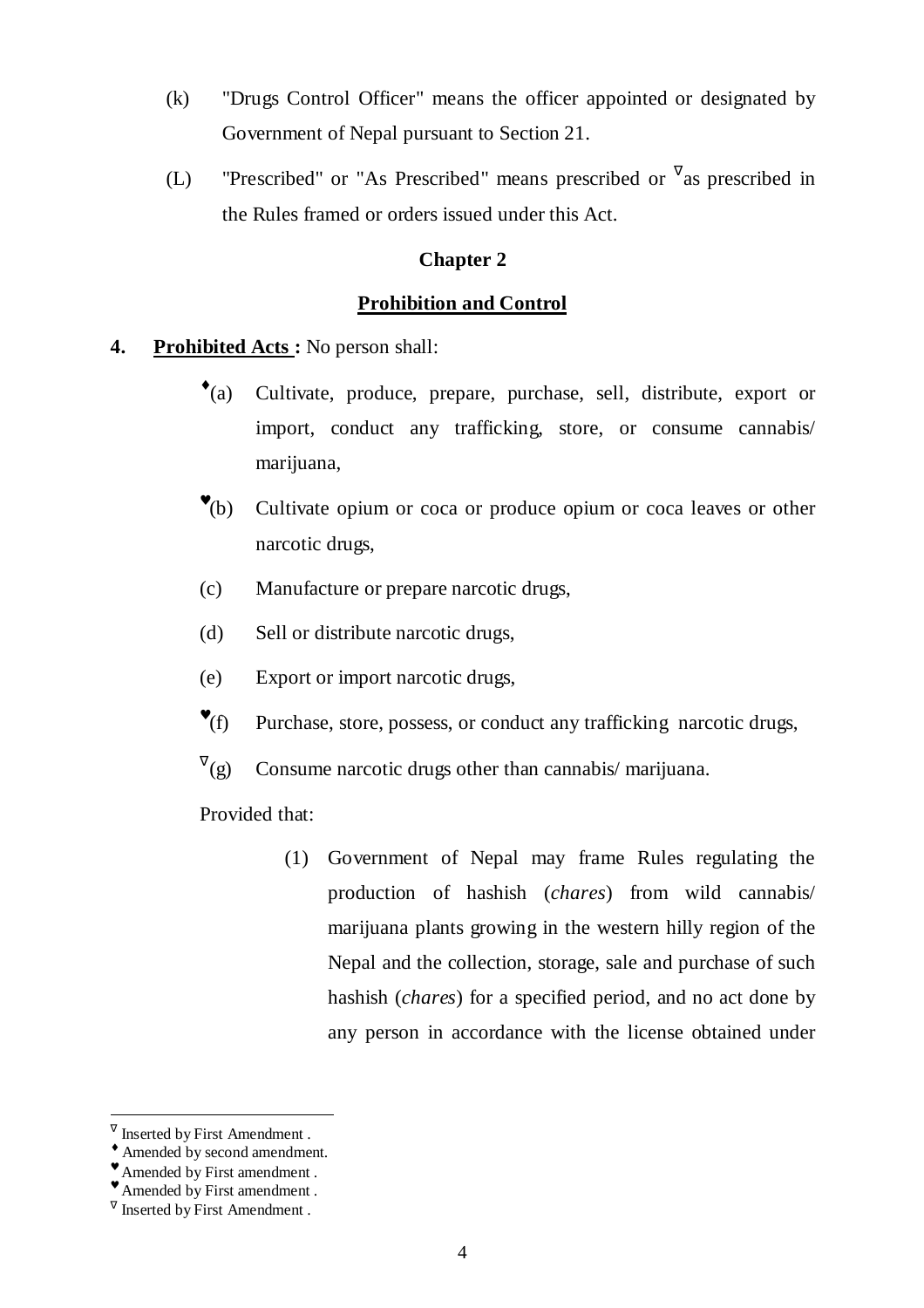(k) "Drugs Control Officer" means the officer appointed or designated by Government of Nepal pursuant to Section 21.

(L) "Prescribed" or "As Prescribed" means prescribed or ∇as prescribed in the Rules framed or orders issued under this Act.

## Chapter 2

## Prohibition and Control

**4. Prohibited Acts :** No person shall:

♦(a) Cultivate, produce, prepare, purchase, sell, distribute, export or import, conduct any trafficking, store, or consume cannabis/ marijuana,

♥(b) Cultivate opium or coca or produce opium or coca leaves or other narcotic drugs,

(c) Manufacture or prepare narcotic drugs,

(d) Sell or distribute narcotic drugs,

(e) Export or import narcotic drugs,

♥(f) Purchase, store, possess, or conduct any trafficking narcotic drugs,

∇(g) Consume narcotic drugs other than cannabis/ marijuana.

Provided that:

(1) Government of Nepal may frame Rules regulating the production of hashish (*chares*) from wild cannabis/ marijuana plants growing in the western hilly region of the Nepal and the collection, storage, sale and purchase of such hashish (*chares*) for a specified period, and no act done by any person in accordance with the license obtained under

---

∇ Inserted by First Amendment .
♦ Amended by second amendment.
♥ Amended by First amendment .
♥ Amended by First amendment .
∇ Inserted by First Amendment .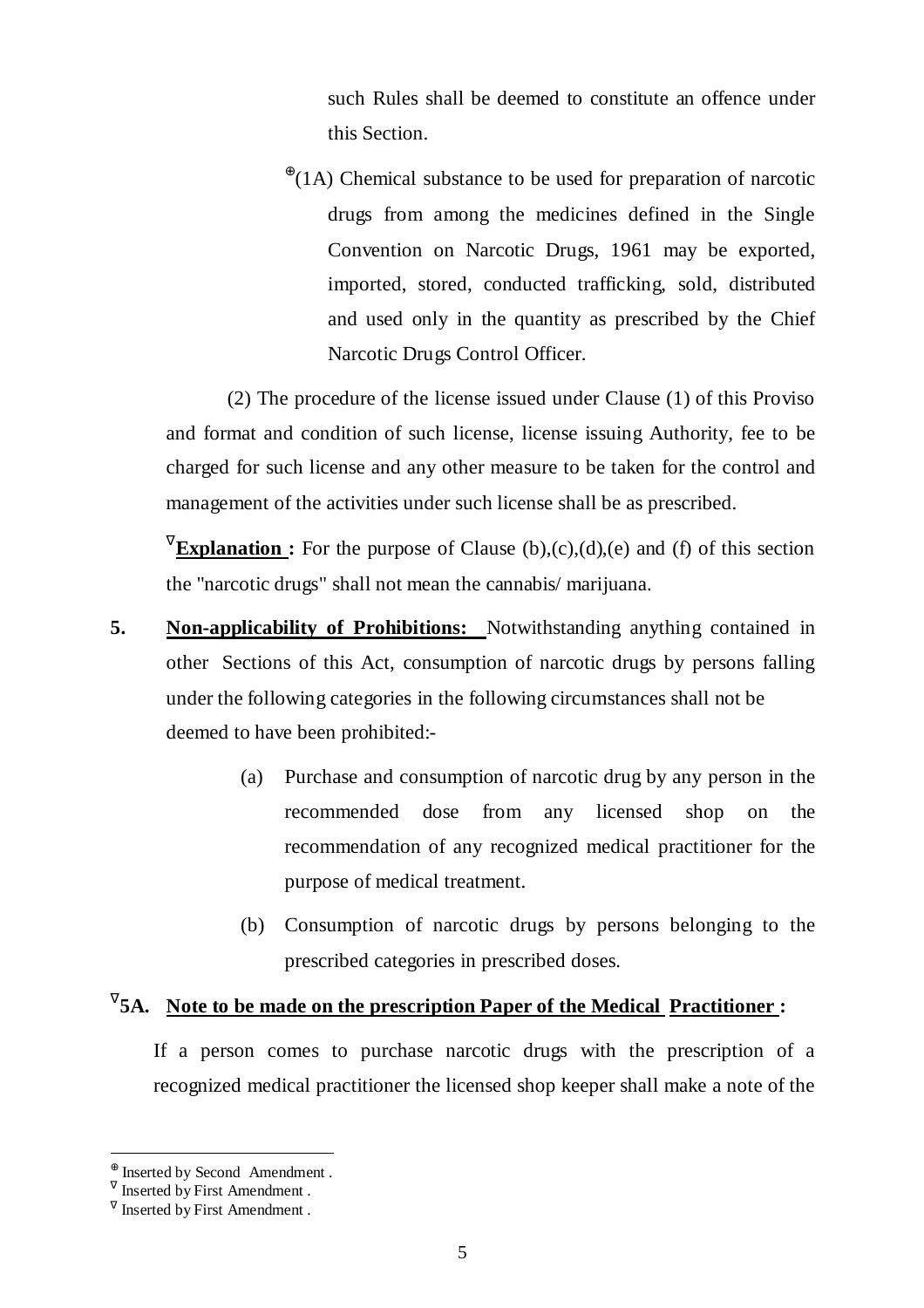such Rules shall be deemed to constitute an offence under this Section.

[⊕](1A) Chemical substance to be used for preparation of narcotic drugs from among the medicines defined in the Single Convention on Narcotic Drugs, 1961 may be exported, imported, stored, conducted trafficking, sold, distributed and used only in the quantity as prescribed by the Chief Narcotic Drugs Control Officer.

(2) The procedure of the license issued under Clause (1) of this Proviso and format and condition of such license, license issuing Authority, fee to be charged for such license and any other measure to be taken for the control and management of the activities under such license shall be as prescribed.

[∇]**Explanation :** For the purpose of Clause (b),(c),(d),(e) and (f) of this section the "narcotic drugs" shall not mean the cannabis/ marijuana.

**5. Non-applicability of Prohibitions:** Notwithstanding anything contained in other Sections of this Act, consumption of narcotic drugs by persons falling under the following categories in the following circumstances shall not be deemed to have been prohibited:-

(a) Purchase and consumption of narcotic drug by any person in the recommended dose from any licensed shop on the recommendation of any recognized medical practitioner for the purpose of medical treatment.

(b) Consumption of narcotic drugs by persons belonging to the prescribed categories in prescribed doses.

**[∇]5A. Note to be made on the prescription Paper of the Medical Practitioner :**

If a person comes to purchase narcotic drugs with the prescription of a recognized medical practitioner the licensed shop keeper shall make a note of the

---

[⊕] Inserted by Second Amendment .

[∇] Inserted by First Amendment .

[∇] Inserted by First Amendment .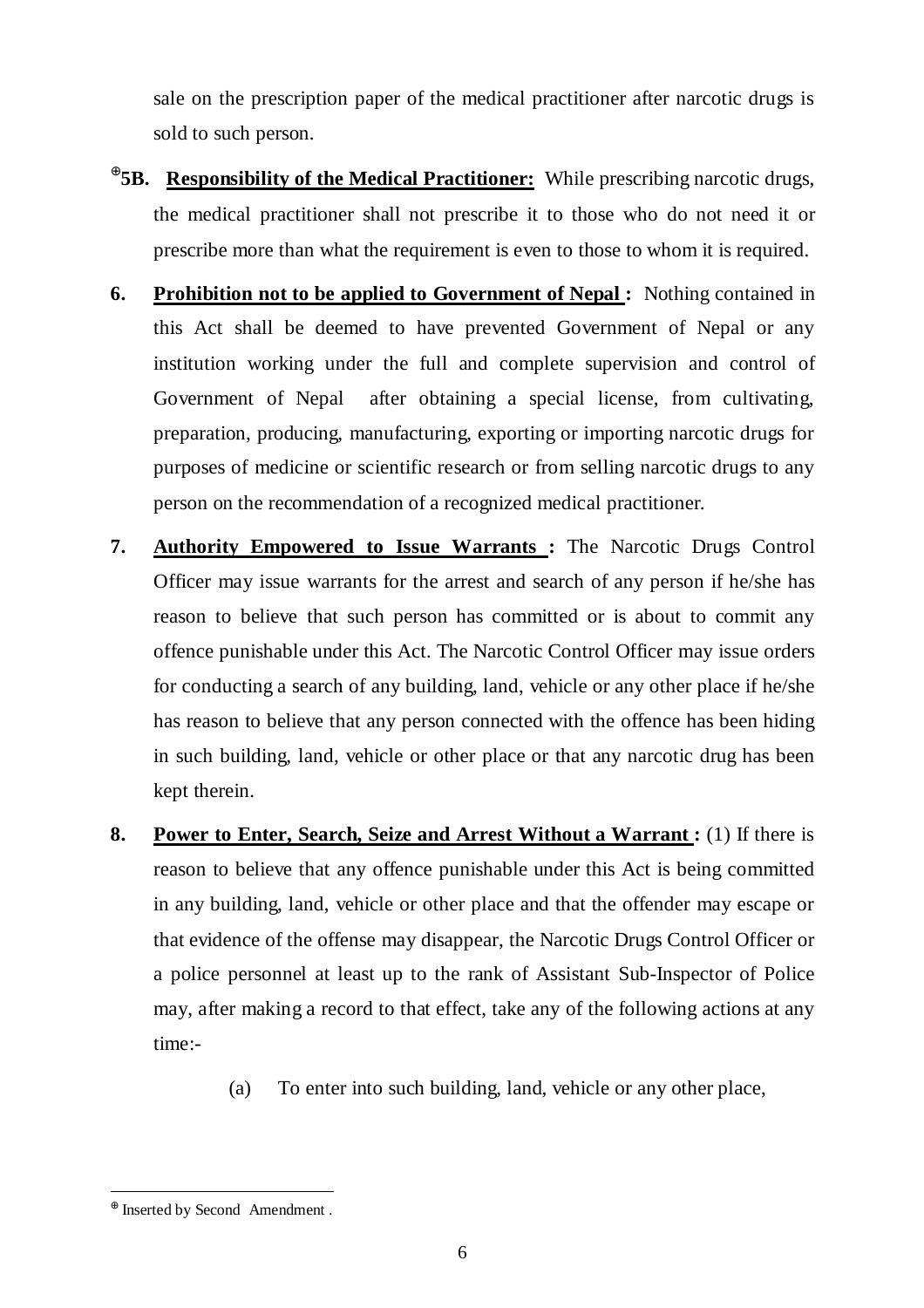sale on the prescription paper of the medical practitioner after narcotic drugs is sold to such person.

⊕**5B. Responsibility of the Medical Practitioner:** While prescribing narcotic drugs, the medical practitioner shall not prescribe it to those who do not need it or prescribe more than what the requirement is even to those to whom it is required.

**6. Prohibition not to be applied to Government of Nepal :** Nothing contained in this Act shall be deemed to have prevented Government of Nepal or any institution working under the full and complete supervision and control of Government of Nepal after obtaining a special license, from cultivating, preparation, producing, manufacturing, exporting or importing narcotic drugs for purposes of medicine or scientific research or from selling narcotic drugs to any person on the recommendation of a recognized medical practitioner.

**7. Authority Empowered to Issue Warrants :** The Narcotic Drugs Control Officer may issue warrants for the arrest and search of any person if he/she has reason to believe that such person has committed or is about to commit any offence punishable under this Act. The Narcotic Control Officer may issue orders for conducting a search of any building, land, vehicle or any other place if he/she has reason to believe that any person connected with the offence has been hiding in such building, land, vehicle or other place or that any narcotic drug has been kept therein.

**8. Power to Enter, Search, Seize and Arrest Without a Warrant :** (1) If there is reason to believe that any offence punishable under this Act is being committed in any building, land, vehicle or other place and that the offender may escape or that evidence of the offense may disappear, the Narcotic Drugs Control Officer or a police personnel at least up to the rank of Assistant Sub-Inspector of Police may, after making a record to that effect, take any of the following actions at any time:-

(a) To enter into such building, land, vehicle or any other place,

---

⊕ Inserted by Second Amendment .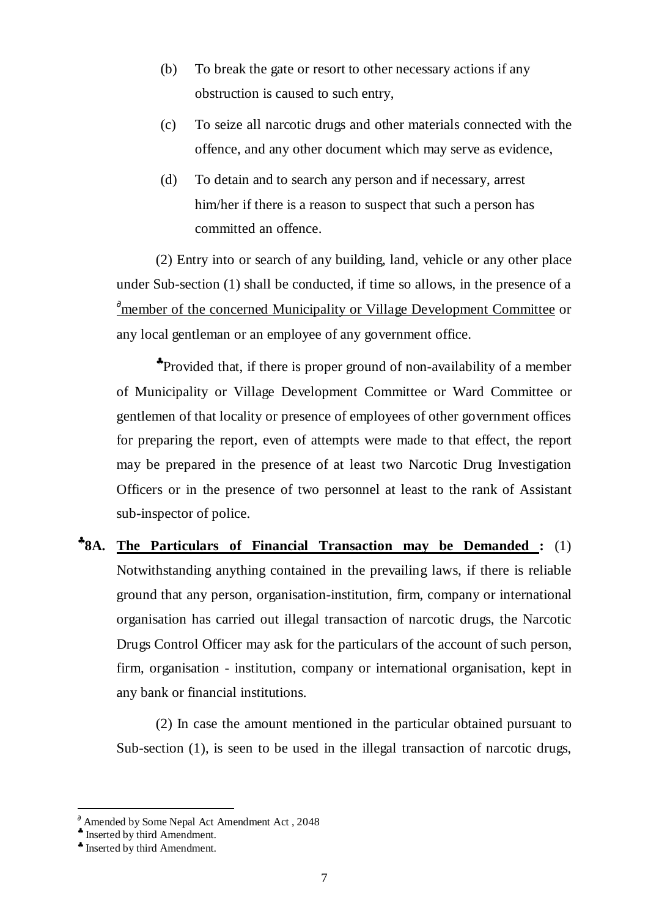(b) To break the gate or resort to other necessary actions if any obstruction is caused to such entry,

(c) To seize all narcotic drugs and other materials connected with the offence, and any other document which may serve as evidence,

(d) To detain and to search any person and if necessary, arrest him/her if there is a reason to suspect that such a person has committed an offence.

(2) Entry into or search of any building, land, vehicle or any other place under Sub-section (1) shall be conducted, if time so allows, in the presence of a [∂]member of the concerned Municipality or Village Development Committee or any local gentleman or an employee of any government office.

[♣]Provided that, if there is proper ground of non-availability of a member of Municipality or Village Development Committee or Ward Committee or gentlemen of that locality or presence of employees of other government offices for preparing the report, even of attempts were made to that effect, the report may be prepared in the presence of at least two Narcotic Drug Investigation Officers or in the presence of two personnel at least to the rank of Assistant sub-inspector of police.

[♣]**8A. The Particulars of Financial Transaction may be Demanded :** (1) Notwithstanding anything contained in the prevailing laws, if there is reliable ground that any person, organisation-institution, firm, company or international organisation has carried out illegal transaction of narcotic drugs, the Narcotic Drugs Control Officer may ask for the particulars of the account of such person, firm, organisation - institution, company or international organisation, kept in any bank or financial institutions.

(2) In case the amount mentioned in the particular obtained pursuant to Sub-section (1), is seen to be used in the illegal transaction of narcotic drugs,

---

[∂] Amended by Some Nepal Act Amendment Act , 2048

[♣] Inserted by third Amendment.

[♣] Inserted by third Amendment.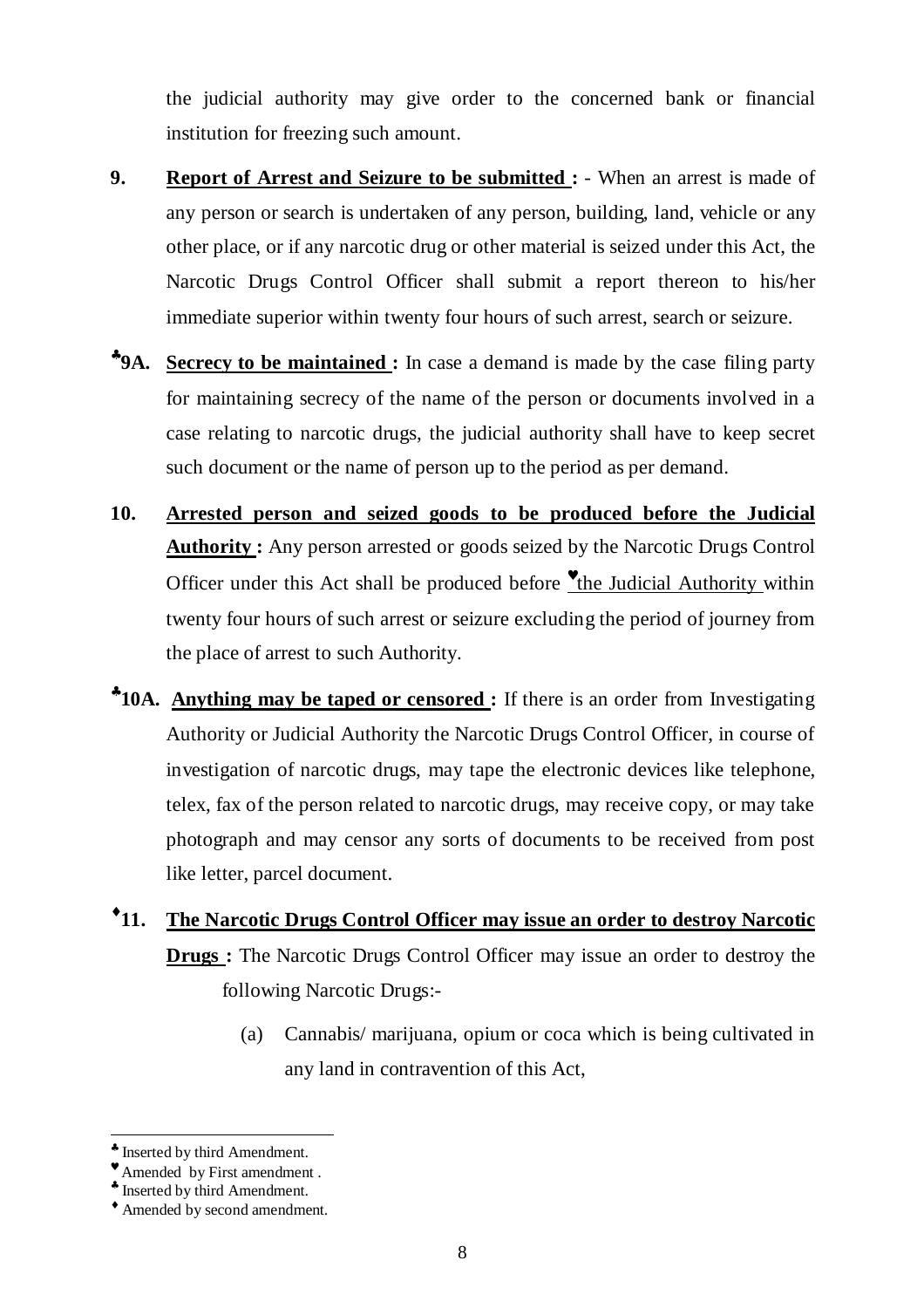the judicial authority may give order to the concerned bank or financial institution for freezing such amount.

**9. Report of Arrest and Seizure to be submitted :** - When an arrest is made of any person or search is undertaken of any person, building, land, vehicle or any other place, or if any narcotic drug or other material is seized under this Act, the Narcotic Drugs Control Officer shall submit a report thereon to his/her immediate superior within twenty four hours of such arrest, search or seizure.

♣**9A. Secrecy to be maintained :** In case a demand is made by the case filing party for maintaining secrecy of the name of the person or documents involved in a case relating to narcotic drugs, the judicial authority shall have to keep secret such document or the name of person up to the period as per demand.

**10. Arrested person and seized goods to be produced before the Judicial Authority :** Any person arrested or goods seized by the Narcotic Drugs Control Officer under this Act shall be produced before ♥the Judicial Authority within twenty four hours of such arrest or seizure excluding the period of journey from the place of arrest to such Authority.

♣**10A. Anything may be taped or censored :** If there is an order from Investigating Authority or Judicial Authority the Narcotic Drugs Control Officer, in course of investigation of narcotic drugs, may tape the electronic devices like telephone, telex, fax of the person related to narcotic drugs, may receive copy, or may take photograph and may censor any sorts of documents to be received from post like letter, parcel document.

♦**11. The Narcotic Drugs Control Officer may issue an order to destroy Narcotic Drugs :** The Narcotic Drugs Control Officer may issue an order to destroy the following Narcotic Drugs:-

(a) Cannabis/ marijuana, opium or coca which is being cultivated in any land in contravention of this Act,

---

♣ Inserted by third Amendment.

♥ Amended by First amendment .

♣ Inserted by third Amendment.

♦ Amended by second amendment.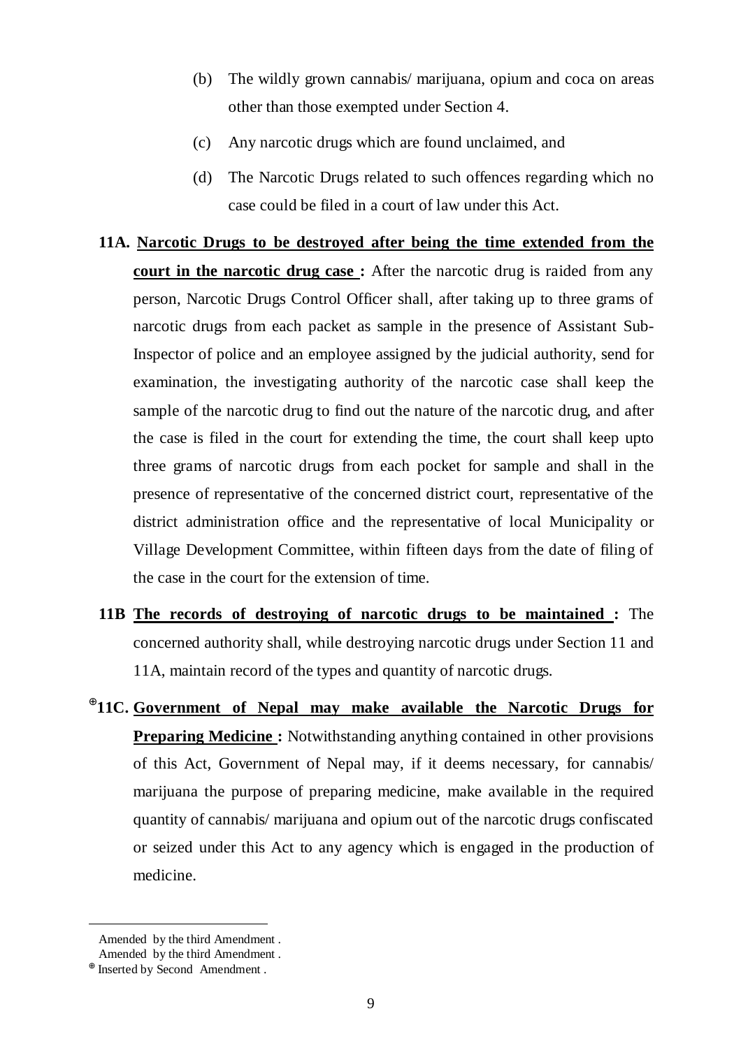(b) The wildly grown cannabis/ marijuana, opium and coca on areas other than those exempted under Section 4.

(c) Any narcotic drugs which are found unclaimed, and

(d) The Narcotic Drugs related to such offences regarding which no case could be filed in a court of law under this Act.

**11A. Narcotic Drugs to be destroyed after being the time extended from the court in the narcotic drug case :** After the narcotic drug is raided from any person, Narcotic Drugs Control Officer shall, after taking up to three grams of narcotic drugs from each packet as sample in the presence of Assistant Sub-Inspector of police and an employee assigned by the judicial authority, send for examination, the investigating authority of the narcotic case shall keep the sample of the narcotic drug to find out the nature of the narcotic drug, and after the case is filed in the court for extending the time, the court shall keep upto three grams of narcotic drugs from each pocket for sample and shall in the presence of representative of the concerned district court, representative of the district administration office and the representative of local Municipality or Village Development Committee, within fifteen days from the date of filing of the case in the court for the extension of time.

**11B The records of destroying of narcotic drugs to be maintained :** The concerned authority shall, while destroying narcotic drugs under Section 11 and 11A, maintain record of the types and quantity of narcotic drugs.

⊕**11C. Government of Nepal may make available the Narcotic Drugs for Preparing Medicine :** Notwithstanding anything contained in other provisions of this Act, Government of Nepal may, if it deems necessary, for cannabis/ marijuana the purpose of preparing medicine, make available in the required quantity of cannabis/ marijuana and opium out of the narcotic drugs confiscated or seized under this Act to any agency which is engaged in the production of medicine.

---

Amended by the third Amendment .

Amended by the third Amendment .

⊕ Inserted by Second Amendment .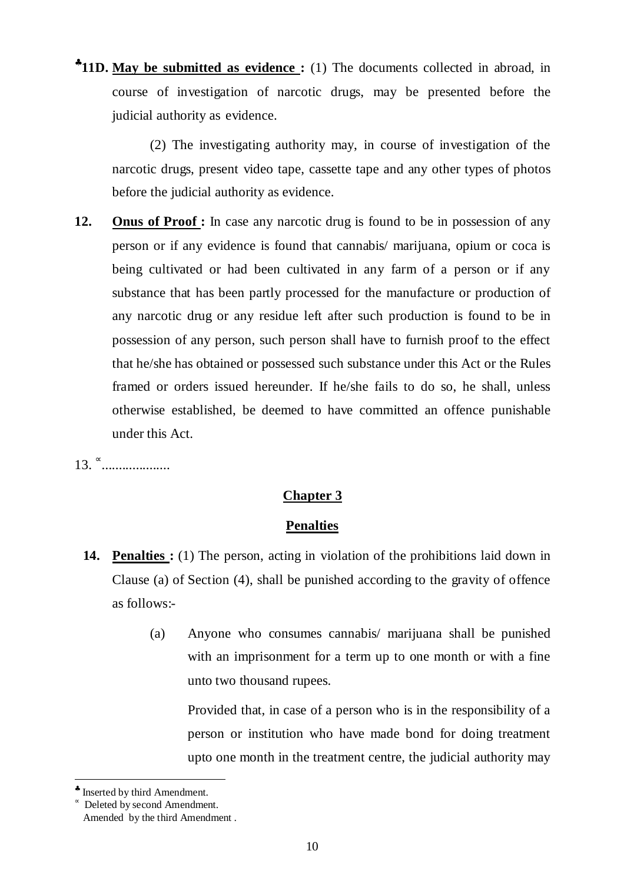♣**11D. May be submitted as evidence :** (1) The documents collected in abroad, in course of investigation of narcotic drugs, may be presented before the judicial authority as evidence.

(2) The investigating authority may, in course of investigation of the narcotic drugs, present video tape, cassette tape and any other types of photos before the judicial authority as evidence.

**12. Onus of Proof :** In case any narcotic drug is found to be in possession of any person or if any evidence is found that cannabis/ marijuana, opium or coca is being cultivated or had been cultivated in any farm of a person or if any substance that has been partly processed for the manufacture or production of any narcotic drug or any residue left after such production is found to be in possession of any person, such person shall have to furnish proof to the effect that he/she has obtained or possessed such substance under this Act or the Rules framed or orders issued hereunder. If he/she fails to do so, he shall, unless otherwise established, be deemed to have committed an offence punishable under this Act.

13. ∝....................

## Chapter 3

## Penalties

**14. Penalties :** (1) The person, acting in violation of the prohibitions laid down in Clause (a) of Section (4), shall be punished according to the gravity of offence as follows:-

(a) Anyone who consumes cannabis/ marijuana shall be punished with an imprisonment for a term up to one month or with a fine unto two thousand rupees.

Provided that, in case of a person who is in the responsibility of a person or institution who have made bond for doing treatment upto one month in the treatment centre, the judicial authority may

---

♣ Inserted by third Amendment.

∝ Deleted by second Amendment.

Amended by the third Amendment .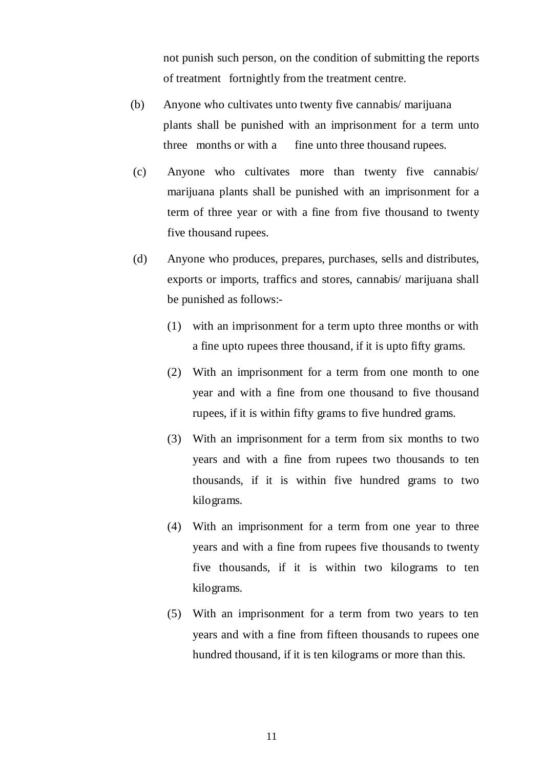not punish such person, on the condition of submitting the reports of treatment fortnightly from the treatment centre.

(b) Anyone who cultivates unto twenty five cannabis/ marijuana plants shall be punished with an imprisonment for a term unto three months or with a fine unto three thousand rupees.

(c) Anyone who cultivates more than twenty five cannabis/ marijuana plants shall be punished with an imprisonment for a term of three year or with a fine from five thousand to twenty five thousand rupees.

(d) Anyone who produces, prepares, purchases, sells and distributes, exports or imports, traffics and stores, cannabis/ marijuana shall be punished as follows:-

(1) with an imprisonment for a term upto three months or with a fine upto rupees three thousand, if it is upto fifty grams.

(2) With an imprisonment for a term from one month to one year and with a fine from one thousand to five thousand rupees, if it is within fifty grams to five hundred grams.

(3) With an imprisonment for a term from six months to two years and with a fine from rupees two thousands to ten thousands, if it is within five hundred grams to two kilograms.

(4) With an imprisonment for a term from one year to three years and with a fine from rupees five thousands to twenty five thousands, if it is within two kilograms to ten kilograms.

(5) With an imprisonment for a term from two years to ten years and with a fine from fifteen thousands to rupees one hundred thousand, if it is ten kilograms or more than this.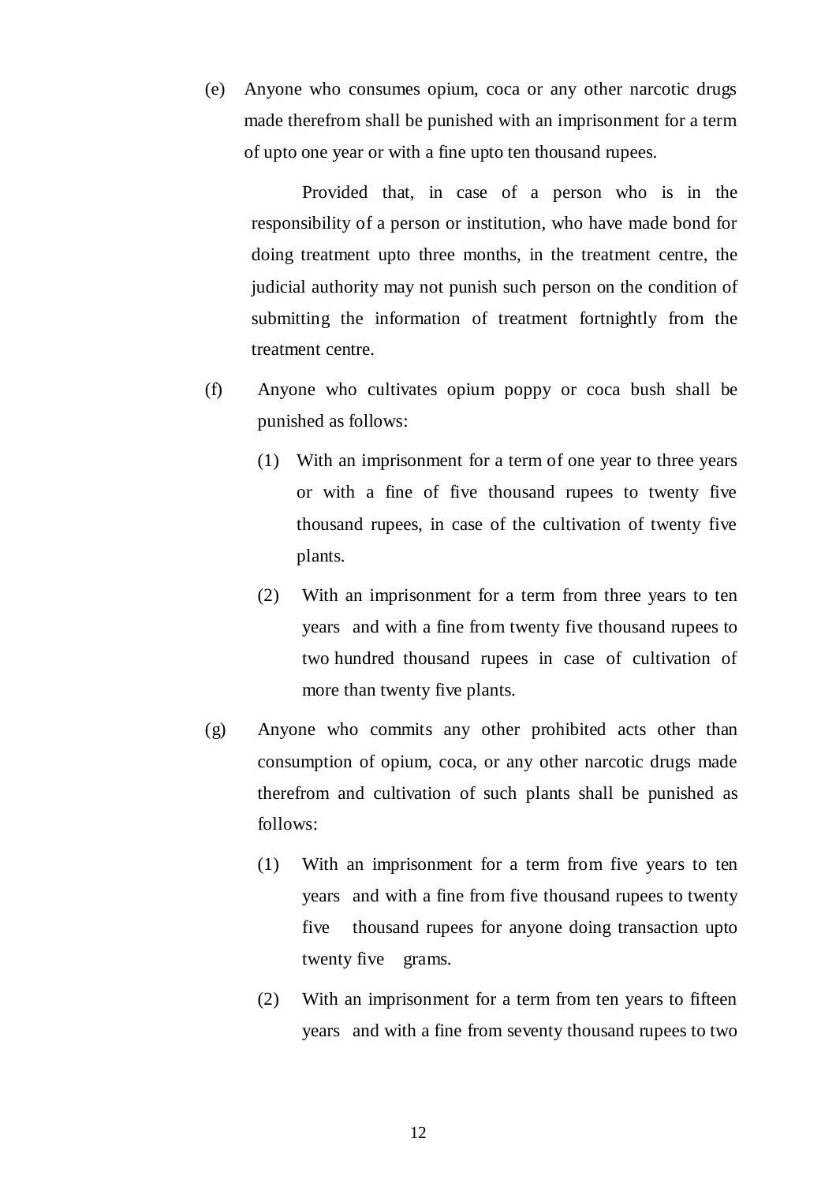(e) Anyone who consumes opium, coca or any other narcotic drugs made therefrom shall be punished with an imprisonment for a term of upto one year or with a fine upto ten thousand rupees.

Provided that, in case of a person who is in the responsibility of a person or institution, who have made bond for doing treatment upto three months, in the treatment centre, the judicial authority may not punish such person on the condition of submitting the information of treatment fortnightly from the treatment centre.

(f) Anyone who cultivates opium poppy or coca bush shall be punished as follows:

(1) With an imprisonment for a term of one year to three years or with a fine of five thousand rupees to twenty five thousand rupees, in case of the cultivation of twenty five plants.

(2) With an imprisonment for a term from three years to ten years and with a fine from twenty five thousand rupees to two hundred thousand rupees in case of cultivation of more than twenty five plants.

(g) Anyone who commits any other prohibited acts other than consumption of opium, coca, or any other narcotic drugs made therefrom and cultivation of such plants shall be punished as follows:

(1) With an imprisonment for a term from five years to ten years and with a fine from five thousand rupees to twenty five thousand rupees for anyone doing transaction upto twenty five grams.

(2) With an imprisonment for a term from ten years to fifteen years and with a fine from seventy thousand rupees to two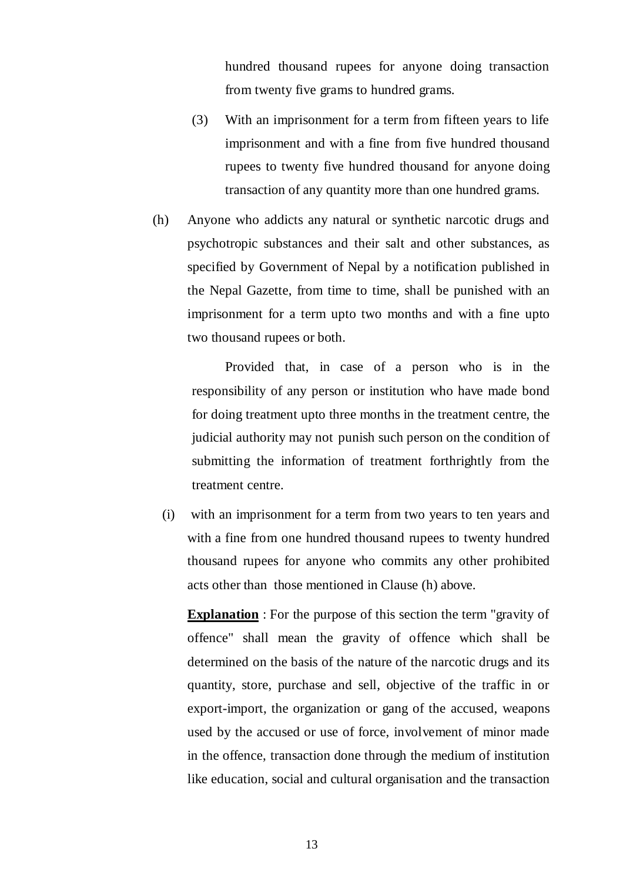hundred thousand rupees for anyone doing transaction from twenty five grams to hundred grams.

(3) With an imprisonment for a term from fifteen years to life imprisonment and with a fine from five hundred thousand rupees to twenty five hundred thousand for anyone doing transaction of any quantity more than one hundred grams.

(h) Anyone who addicts any natural or synthetic narcotic drugs and psychotropic substances and their salt and other substances, as specified by Government of Nepal by a notification published in the Nepal Gazette, from time to time, shall be punished with an imprisonment for a term upto two months and with a fine upto two thousand rupees or both.

Provided that, in case of a person who is in the responsibility of any person or institution who have made bond for doing treatment upto three months in the treatment centre, the judicial authority may not punish such person on the condition of submitting the information of treatment forthrightly from the treatment centre.

(i) with an imprisonment for a term from two years to ten years and with a fine from one hundred thousand rupees to twenty hundred thousand rupees for anyone who commits any other prohibited acts other than those mentioned in Clause (h) above.

**Explanation** : For the purpose of this section the term "gravity of offence" shall mean the gravity of offence which shall be determined on the basis of the nature of the narcotic drugs and its quantity, store, purchase and sell, objective of the traffic in or export-import, the organization or gang of the accused, weapons used by the accused or use of force, involvement of minor made in the offence, transaction done through the medium of institution like education, social and cultural organisation and the transaction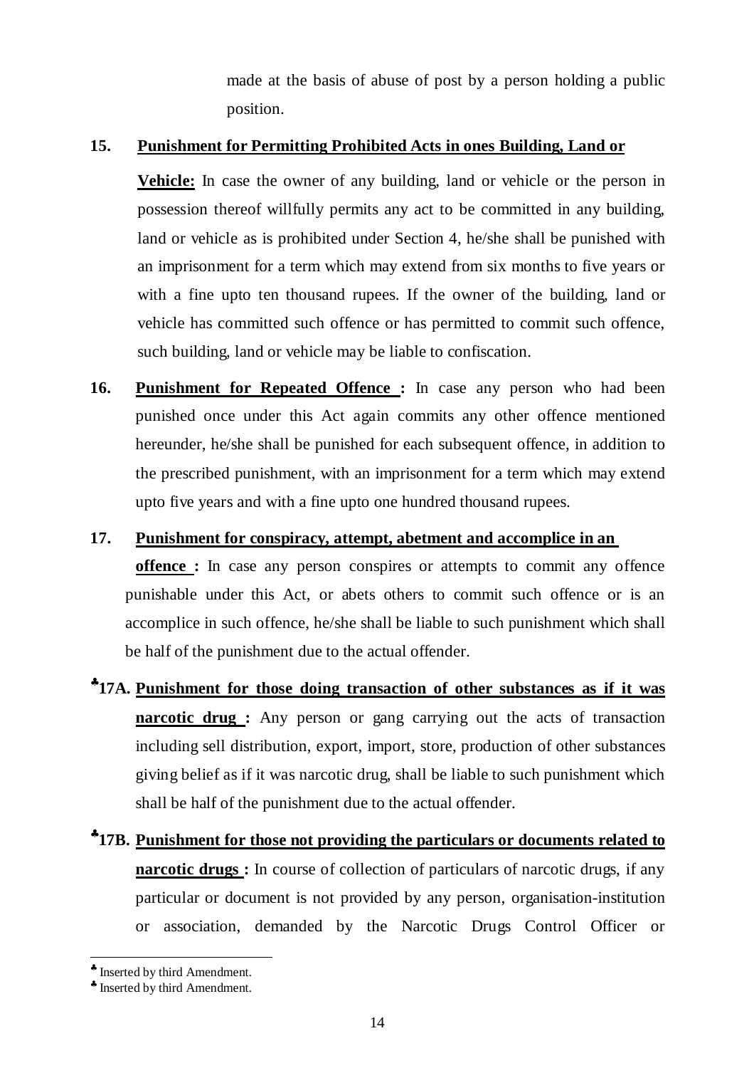made at the basis of abuse of post by a person holding a public position.

**15. Punishment for Permitting Prohibited Acts in ones Building, Land or Vehicle:** In case the owner of any building, land or vehicle or the person in possession thereof willfully permits any act to be committed in any building, land or vehicle as is prohibited under Section 4, he/she shall be punished with an imprisonment for a term which may extend from six months to five years or with a fine upto ten thousand rupees. If the owner of the building, land or vehicle has committed such offence or has permitted to commit such offence, such building, land or vehicle may be liable to confiscation.

**16. Punishment for Repeated Offence :** In case any person who had been punished once under this Act again commits any other offence mentioned hereunder, he/she shall be punished for each subsequent offence, in addition to the prescribed punishment, with an imprisonment for a term which may extend upto five years and with a fine upto one hundred thousand rupees.

**17. Punishment for conspiracy, attempt, abetment and accomplice in an offence :** In case any person conspires or attempts to commit any offence punishable under this Act, or abets others to commit such offence or is an accomplice in such offence, he/she shall be liable to such punishment which shall be half of the punishment due to the actual offender.

**♣17A. Punishment for those doing transaction of other substances as if it was narcotic drug :** Any person or gang carrying out the acts of transaction including sell distribution, export, import, store, production of other substances giving belief as if it was narcotic drug, shall be liable to such punishment which shall be half of the punishment due to the actual offender.

**♣17B. Punishment for those not providing the particulars or documents related to narcotic drugs :** In course of collection of particulars of narcotic drugs, if any particular or document is not provided by any person, organisation-institution or association, demanded by the Narcotic Drugs Control Officer or

---

♣ Inserted by third Amendment.

♣ Inserted by third Amendment.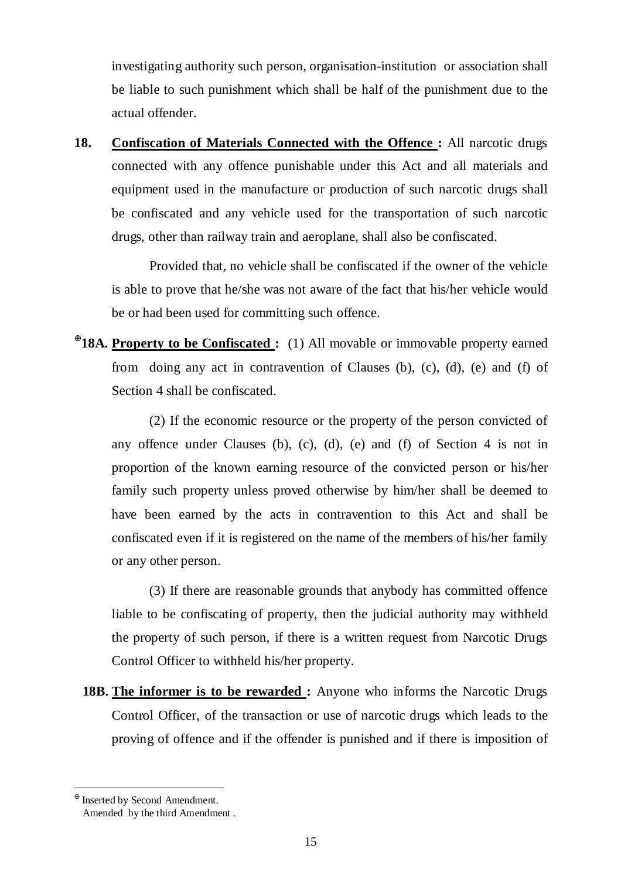investigating authority such person, organisation-institution or association shall be liable to such punishment which shall be half of the punishment due to the actual offender.

**18. Confiscation of Materials Connected with the Offence :** All narcotic drugs connected with any offence punishable under this Act and all materials and equipment used in the manufacture or production of such narcotic drugs shall be confiscated and any vehicle used for the transportation of such narcotic drugs, other than railway train and aeroplane, shall also be confiscated.

Provided that, no vehicle shall be confiscated if the owner of the vehicle is able to prove that he/she was not aware of the fact that his/her vehicle would be or had been used for committing such offence.

[⊕]**18A. Property to be Confiscated :** (1) All movable or immovable property earned from doing any act in contravention of Clauses (b), (c), (d), (e) and (f) of Section 4 shall be confiscated.

(2) If the economic resource or the property of the person convicted of any offence under Clauses (b), (c), (d), (e) and (f) of Section 4 is not in proportion of the known earning resource of the convicted person or his/her family such property unless proved otherwise by him/her shall be deemed to have been earned by the acts in contravention to this Act and shall be confiscated even if it is registered on the name of the members of his/her family or any other person.

(3) If there are reasonable grounds that anybody has committed offence liable to be confiscating of property, then the judicial authority may withheld the property of such person, if there is a written request from Narcotic Drugs Control Officer to withheld his/her property.

**18B. The informer is to be rewarded :** Anyone who informs the Narcotic Drugs Control Officer, of the transaction or use of narcotic drugs which leads to the proving of offence and if the offender is punished and if there is imposition of

---

[⊕] Inserted by Second Amendment.
Amended by the third Amendment .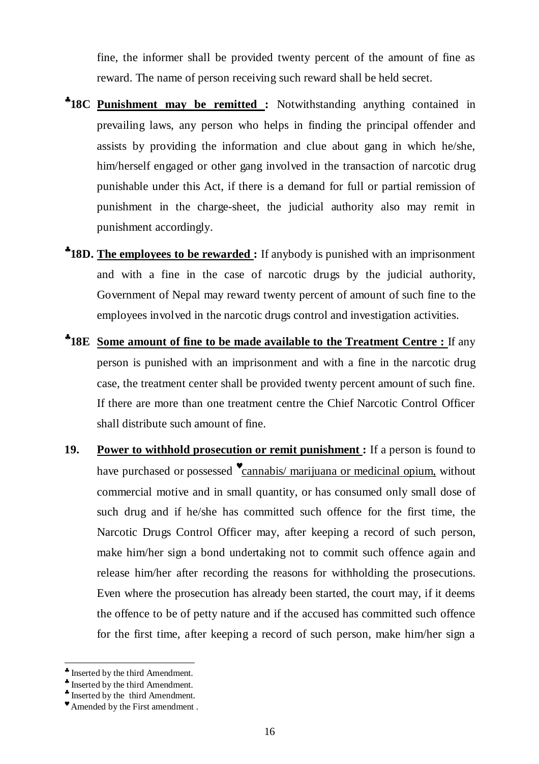fine, the informer shall be provided twenty percent of the amount of fine as reward. The name of person receiving such reward shall be held secret.

♣**18C** **Punishment may be remitted :** Notwithstanding anything contained in prevailing laws, any person who helps in finding the principal offender and assists by providing the information and clue about gang in which he/she, him/herself engaged or other gang involved in the transaction of narcotic drug punishable under this Act, if there is a demand for full or partial remission of punishment in the charge-sheet, the judicial authority also may remit in punishment accordingly.

♣**18D.** **The employees to be rewarded :** If anybody is punished with an imprisonment and with a fine in the case of narcotic drugs by the judicial authority, Government of Nepal may reward twenty percent of amount of such fine to the employees involved in the narcotic drugs control and investigation activities.

♣**18E** **Some amount of fine to be made available to the Treatment Centre :** If any person is punished with an imprisonment and with a fine in the narcotic drug case, the treatment center shall be provided twenty percent amount of such fine. If there are more than one treatment centre the Chief Narcotic Control Officer shall distribute such amount of fine.

**19.** **Power to withhold prosecution or remit punishment :** If a person is found to have purchased or possessed ♥cannabis/ marijuana or medicinal opium, without commercial motive and in small quantity, or has consumed only small dose of such drug and if he/she has committed such offence for the first time, the Narcotic Drugs Control Officer may, after keeping a record of such person, make him/her sign a bond undertaking not to commit such offence again and release him/her after recording the reasons for withholding the prosecutions. Even where the prosecution has already been started, the court may, if it deems the offence to be of petty nature and if the accused has committed such offence for the first time, after keeping a record of such person, make him/her sign a

---

♣ Inserted by the third Amendment.

♣ Inserted by the third Amendment.

♣ Inserted by the third Amendment.

♥ Amended by the First amendment .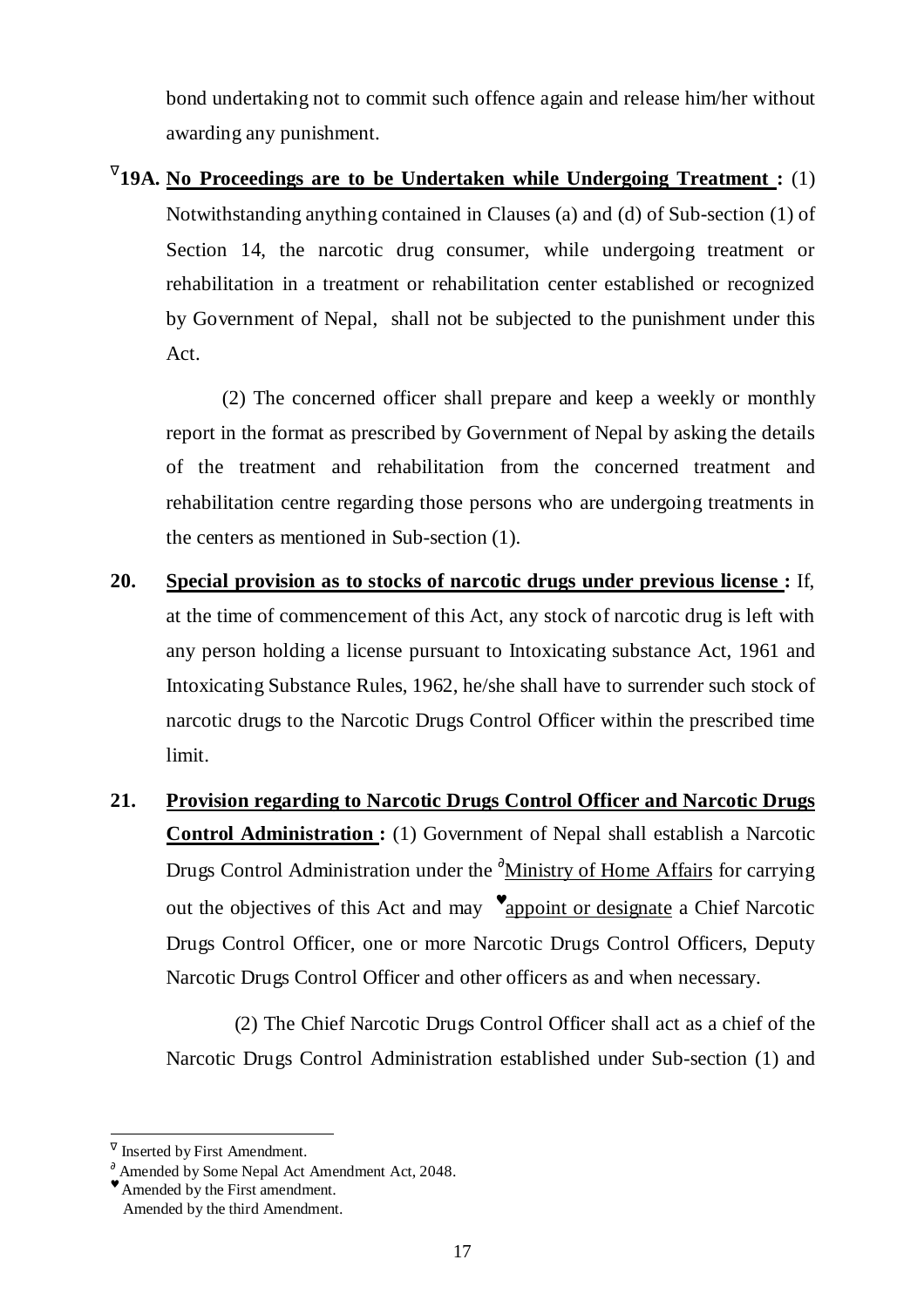bond undertaking not to commit such offence again and release him/her without awarding any punishment.

∇**19A. No Proceedings are to be Undertaken while Undergoing Treatment :** (1) Notwithstanding anything contained in Clauses (a) and (d) of Sub-section (1) of Section 14, the narcotic drug consumer, while undergoing treatment or rehabilitation in a treatment or rehabilitation center established or recognized by Government of Nepal, shall not be subjected to the punishment under this Act.

(2) The concerned officer shall prepare and keep a weekly or monthly report in the format as prescribed by Government of Nepal by asking the details of the treatment and rehabilitation from the concerned treatment and rehabilitation centre regarding those persons who are undergoing treatments in the centers as mentioned in Sub-section (1).

**20. Special provision as to stocks of narcotic drugs under previous license :** If, at the time of commencement of this Act, any stock of narcotic drug is left with any person holding a license pursuant to Intoxicating substance Act, 1961 and Intoxicating Substance Rules, 1962, he/she shall have to surrender such stock of narcotic drugs to the Narcotic Drugs Control Officer within the prescribed time limit.

**21. Provision regarding to Narcotic Drugs Control Officer and Narcotic Drugs Control Administration :** (1) Government of Nepal shall establish a Narcotic Drugs Control Administration under the ∂Ministry of Home Affairs for carrying out the objectives of this Act and may ♥appoint or designate a Chief Narcotic Drugs Control Officer, one or more Narcotic Drugs Control Officers, Deputy Narcotic Drugs Control Officer and other officers as and when necessary.

(2) The Chief Narcotic Drugs Control Officer shall act as a chief of the Narcotic Drugs Control Administration established under Sub-section (1) and

---

∇ Inserted by First Amendment.

∂ Amended by Some Nepal Act Amendment Act, 2048.

♥ Amended by the First amendment.
Amended by the third Amendment.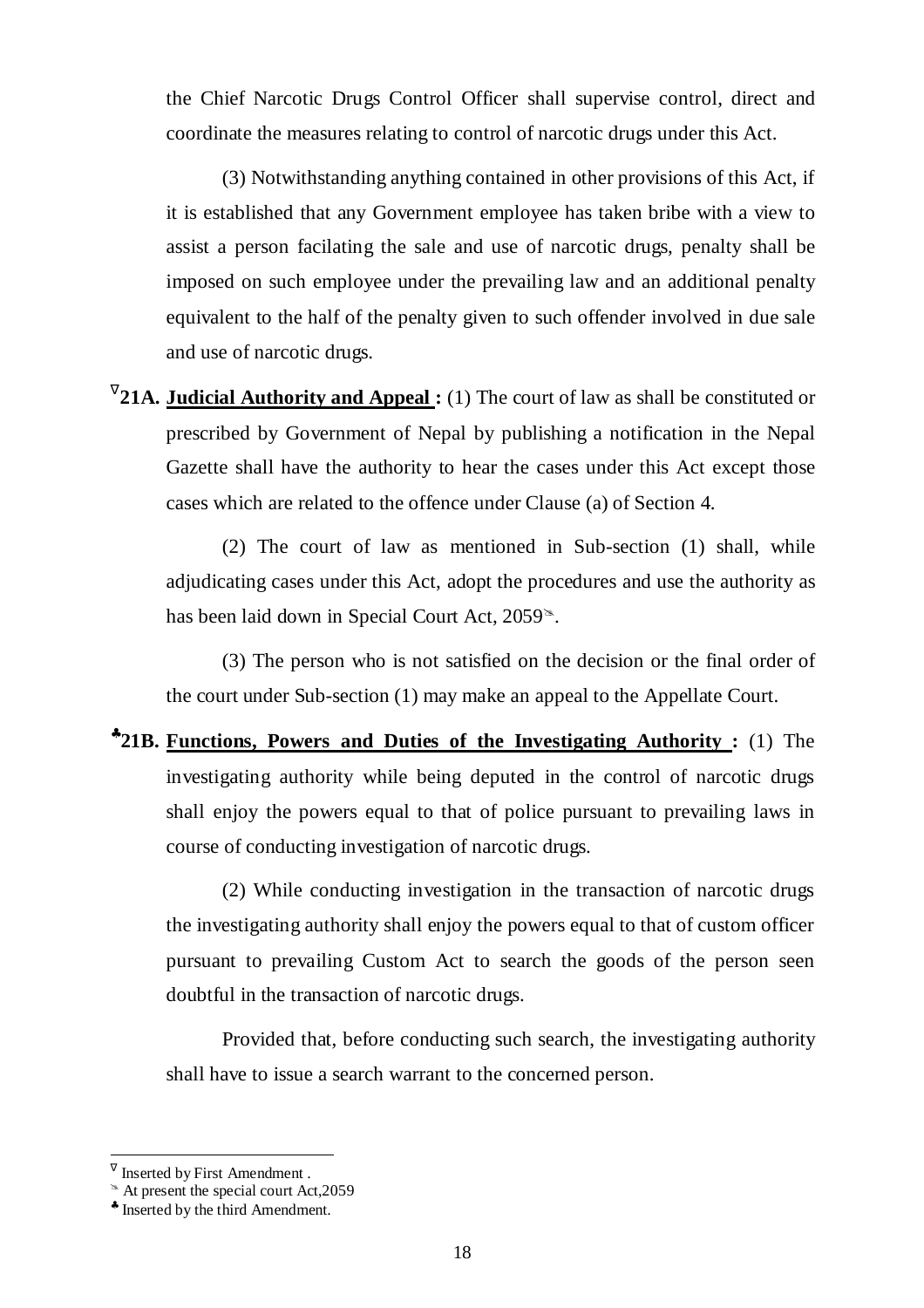the Chief Narcotic Drugs Control Officer shall supervise control, direct and coordinate the measures relating to control of narcotic drugs under this Act.

(3) Notwithstanding anything contained in other provisions of this Act, if it is established that any Government employee has taken bribe with a view to assist a person facilating the sale and use of narcotic drugs, penalty shall be imposed on such employee under the prevailing law and an additional penalty equivalent to the half of the penalty given to such offender involved in due sale and use of narcotic drugs.

∇**21A. Judicial Authority and Appeal :** (1) The court of law as shall be constituted or prescribed by Government of Nepal by publishing a notification in the Nepal Gazette shall have the authority to hear the cases under this Act except those cases which are related to the offence under Clause (a) of Section 4.

(2) The court of law as mentioned in Sub-section (1) shall, while adjudicating cases under this Act, adopt the procedures and use the authority as has been laid down in Special Court Act, 2059✎.

(3) The person who is not satisfied on the decision or the final order of the court under Sub-section (1) may make an appeal to the Appellate Court.

♣**21B. Functions, Powers and Duties of the Investigating Authority :** (1) The investigating authority while being deputed in the control of narcotic drugs shall enjoy the powers equal to that of police pursuant to prevailing laws in course of conducting investigation of narcotic drugs.

(2) While conducting investigation in the transaction of narcotic drugs the investigating authority shall enjoy the powers equal to that of custom officer pursuant to prevailing Custom Act to search the goods of the person seen doubtful in the transaction of narcotic drugs.

Provided that, before conducting such search, the investigating authority shall have to issue a search warrant to the concerned person.

---

∇ Inserted by First Amendment .

✎ At present the special court Act,2059

♣ Inserted by the third Amendment.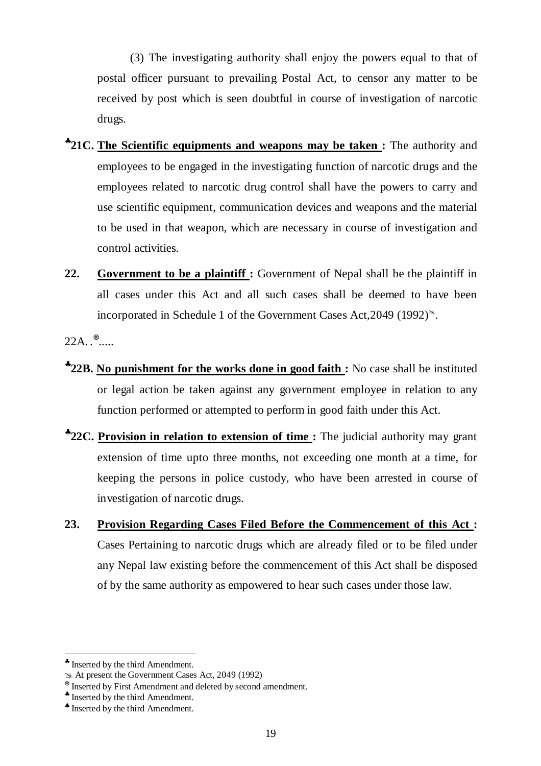(3) The investigating authority shall enjoy the powers equal to that of postal officer pursuant to prevailing Postal Act, to censor any matter to be received by post which is seen doubtful in course of investigation of narcotic drugs.

♣**21C. <u>The Scientific equipments and weapons may be taken</u> :** The authority and employees to be engaged in the investigating function of narcotic drugs and the employees related to narcotic drug control shall have the powers to carry and use scientific equipment, communication devices and weapons and the material to be used in that weapon, which are necessary in course of investigation and control activities.

**22. <u>Government to be a plaintiff</u> :** Government of Nepal shall be the plaintiff in all cases under this Act and all such cases shall be deemed to have been incorporated in Schedule 1 of the Government Cases Act,2049 (1992)✎.

22A. .⊗.....

♣**22B. <u>No punishment for the works done in good faith</u> :** No case shall be instituted or legal action be taken against any government employee in relation to any function performed or attempted to perform in good faith under this Act.

♣**22C. <u>Provision in relation to extension of time</u> :** The judicial authority may grant extension of time upto three months, not exceeding one month at a time, for keeping the persons in police custody, who have been arrested in course of investigation of narcotic drugs.

**23. <u>Provision Regarding Cases Filed Before the Commencement of this Act</u> :** Cases Pertaining to narcotic drugs which are already filed or to be filed under any Nepal law existing before the commencement of this Act shall be disposed of by the same authority as empowered to hear such cases under those law.

---

♣ Inserted by the third Amendment.

✎ At present the Government Cases Act, 2049 (1992)

⊗ Inserted by First Amendment and deleted by second amendment.

♣ Inserted by the third Amendment.

♣ Inserted by the third Amendment.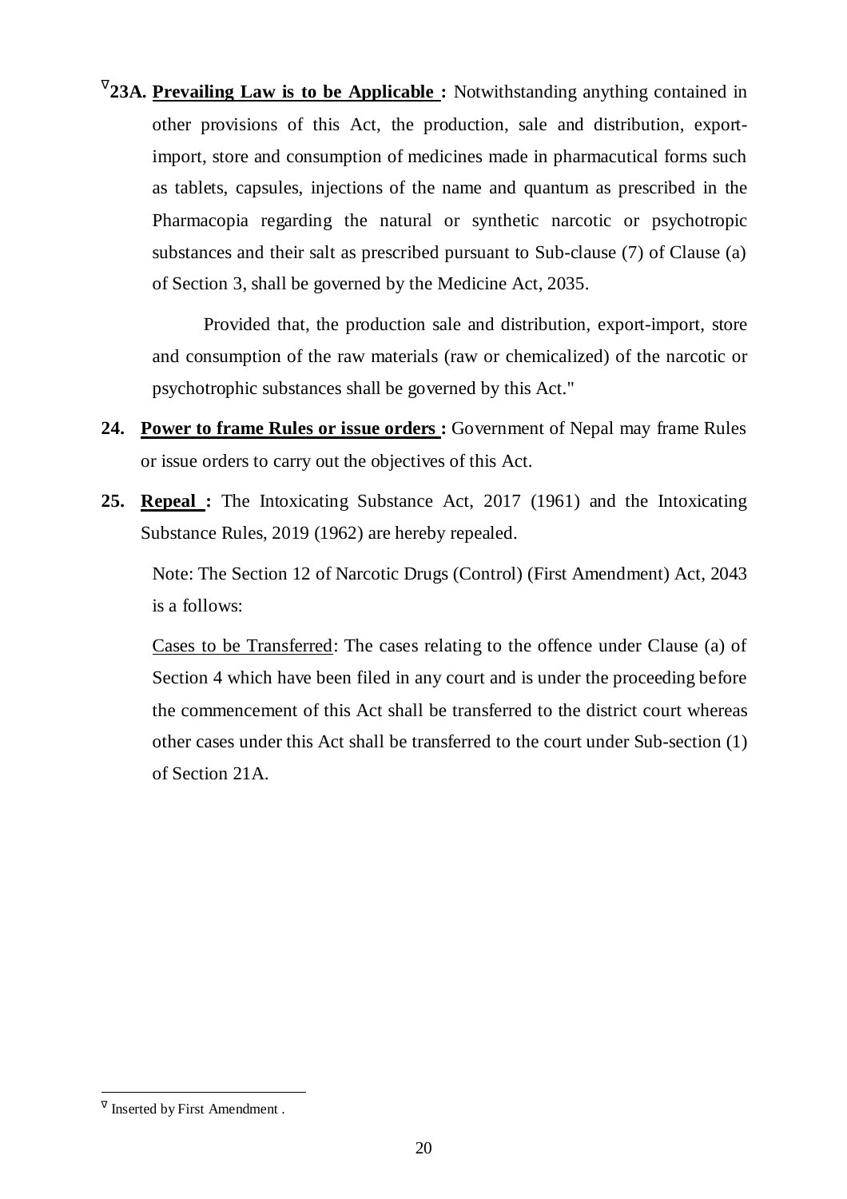[∇]**23A. Prevailing Law is to be Applicable :** Notwithstanding anything contained in other provisions of this Act, the production, sale and distribution, export-import, store and consumption of medicines made in pharmacutical forms such as tablets, capsules, injections of the name and quantum as prescribed in the Pharmacopia regarding the natural or synthetic narcotic or psychotropic substances and their salt as prescribed pursuant to Sub-clause (7) of Clause (a) of Section 3, shall be governed by the Medicine Act, 2035.

Provided that, the production sale and distribution, export-import, store and consumption of the raw materials (raw or chemicalized) of the narcotic or psychotrophic substances shall be governed by this Act."

**24. Power to frame Rules or issue orders :** Government of Nepal may frame Rules or issue orders to carry out the objectives of this Act.

**25. Repeal :** The Intoxicating Substance Act, 2017 (1961) and the Intoxicating Substance Rules, 2019 (1962) are hereby repealed.

Note: The Section 12 of Narcotic Drugs (Control) (First Amendment) Act, 2043 is a follows:

Cases to be Transferred: The cases relating to the offence under Clause (a) of Section 4 which have been filed in any court and is under the proceeding before the commencement of this Act shall be transferred to the district court whereas other cases under this Act shall be transferred to the court under Sub-section (1) of Section 21A.

---

[∇] Inserted by First Amendment .